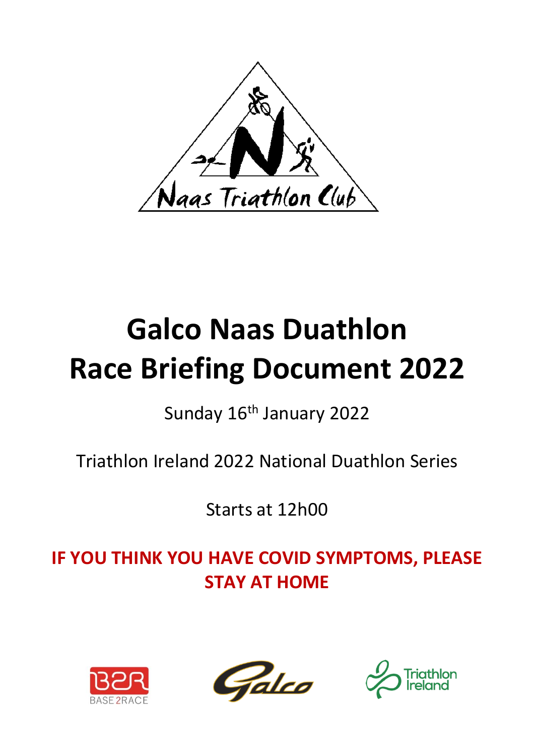# Galco Naas Duathlon Race Briefing Document 2022

Sunday 16th January 2022

Triathlon Ireland 2022 National Duathlon Series

Starts at 12h00

**IF YOU THINK YOU HAVE COVID SYMPTOMS, PLEASE STAY AT HOME**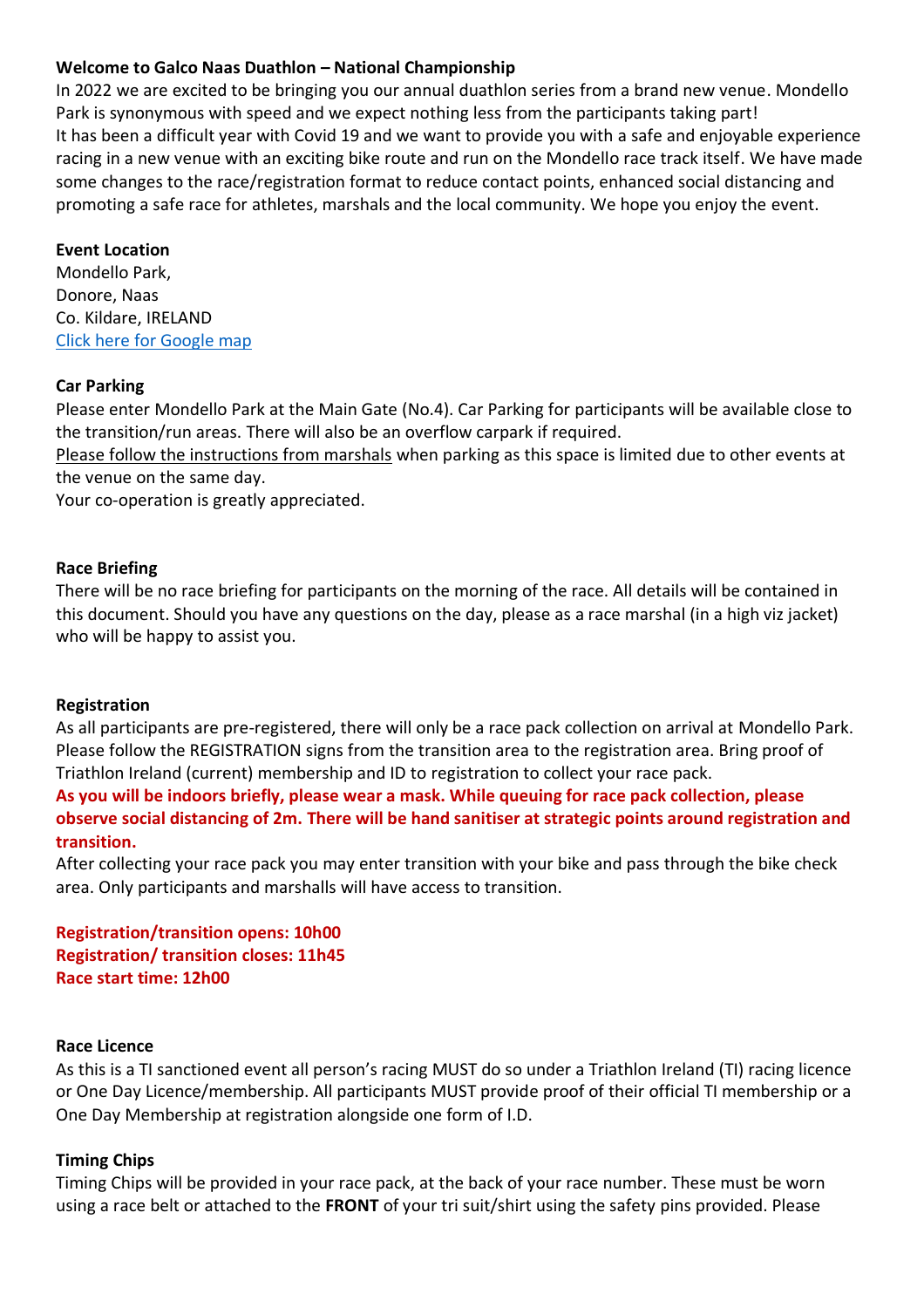**Welcome to Galco Naas Duathlon – National Championship**

In 2022 we are excited to be bringing you our annual duathlon series from a brand new venue. Mondello Park is synonymous with speed and we expect nothing less from the participants taking part!
It has been a difficult year with Covid 19 and we want to provide you with a safe and enjoyable experience racing in a new venue with an exciting bike route and run on the Mondello race track itself. We have made some changes to the race/registration format to reduce contact points, enhanced social distancing and promoting a safe race for athletes, marshals and the local community. We hope you enjoy the event.

**Event Location**

Mondello Park,
Donore, Naas
Co. Kildare, IRELAND
[Click here for Google map]

**Car Parking**

Please enter Mondello Park at the Main Gate (No.4). Car Parking for participants will be available close to the transition/run areas. There will also be an overflow carpark if required.
Please follow the instructions from marshals when parking as this space is limited due to other events at the venue on the same day.
Your co-operation is greatly appreciated.

**Race Briefing**

There will be no race briefing for participants on the morning of the race. All details will be contained in this document. Should you have any questions on the day, please as a race marshal (in a high viz jacket) who will be happy to assist you.

**Registration**

As all participants are pre-registered, there will only be a race pack collection on arrival at Mondello Park. Please follow the REGISTRATION signs from the transition area to the registration area. Bring proof of Triathlon Ireland (current) membership and ID to registration to collect your race pack.

**As you will be indoors briefly, please wear a mask. While queuing for race pack collection, please observe social distancing of 2m. There will be hand sanitiser at strategic points around registration and transition.**

After collecting your race pack you may enter transition with your bike and pass through the bike check area. Only participants and marshalls will have access to transition.

**Registration/transition opens: 10h00**
**Registration/ transition closes: 11h45**
**Race start time: 12h00**

**Race Licence**

As this is a TI sanctioned event all person's racing MUST do so under a Triathlon Ireland (TI) racing licence or One Day Licence/membership. All participants MUST provide proof of their official TI membership or a One Day Membership at registration alongside one form of I.D.

**Timing Chips**

Timing Chips will be provided in your race pack, at the back of your race number. These must be worn using a race belt or attached to the **FRONT** of your tri suit/shirt using the safety pins provided. Please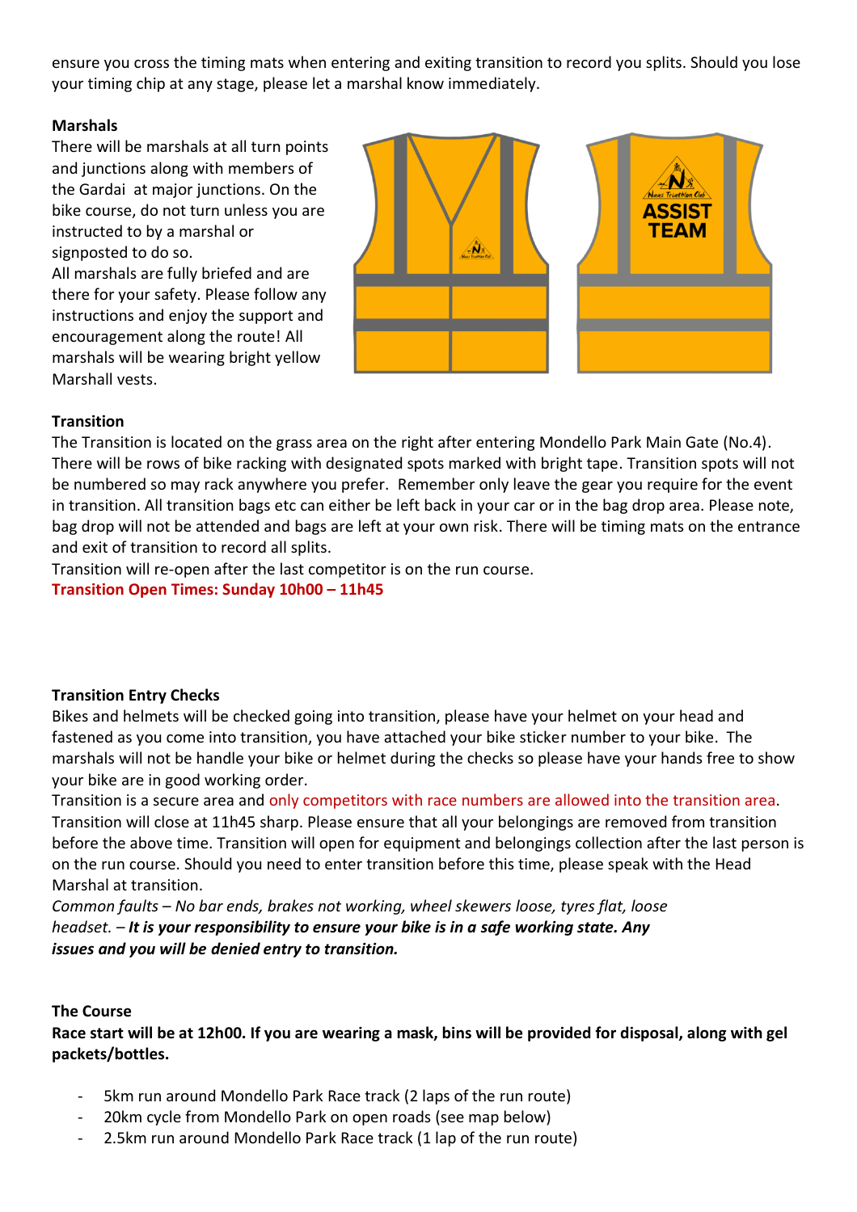ensure you cross the timing mats when entering and exiting transition to record you splits. Should you lose your timing chip at any stage, please let a marshal know immediately.

**Marshals**

There will be marshals at all turn points and junctions along with members of the Gardai at major junctions. On the bike course, do not turn unless you are instructed to by a marshal or signposted to do so.
All marshals are fully briefed and are there for your safety. Please follow any instructions and enjoy the support and encouragement along the route! All marshals will be wearing bright yellow Marshall vests.

**Transition**

The Transition is located on the grass area on the right after entering Mondello Park Main Gate (No.4). There will be rows of bike racking with designated spots marked with bright tape. Transition spots will not be numbered so may rack anywhere you prefer. Remember only leave the gear you require for the event in transition. All transition bags etc can either be left back in your car or in the bag drop area. Please note, bag drop will not be attended and bags are left at your own risk. There will be timing mats on the entrance and exit of transition to record all splits.
Transition will re-open after the last competitor is on the run course.
**Transition Open Times: Sunday 10h00 – 11h45**

**Transition Entry Checks**

Bikes and helmets will be checked going into transition, please have your helmet on your head and fastened as you come into transition, you have attached your bike sticker number to your bike. The marshals will not be handle your bike or helmet during the checks so please have your hands free to show your bike are in good working order.
Transition is a secure area and only competitors with race numbers are allowed into the transition area. Transition will close at 11h45 sharp. Please ensure that all your belongings are removed from transition before the above time. Transition will open for equipment and belongings collection after the last person is on the run course. Should you need to enter transition before this time, please speak with the Head Marshal at transition.
*Common faults – No bar ends, brakes not working, wheel skewers loose, tyres flat, loose headset. – **It is your responsibility to ensure your bike is in a safe working state. Any issues and you will be denied entry to transition.***

**The Course**

**Race start will be at 12h00. If you are wearing a mask, bins will be provided for disposal, along with gel packets/bottles.**

- 5km run around Mondello Park Race track (2 laps of the run route)
- 20km cycle from Mondello Park on open roads (see map below)
- 2.5km run around Mondello Park Race track (1 lap of the run route)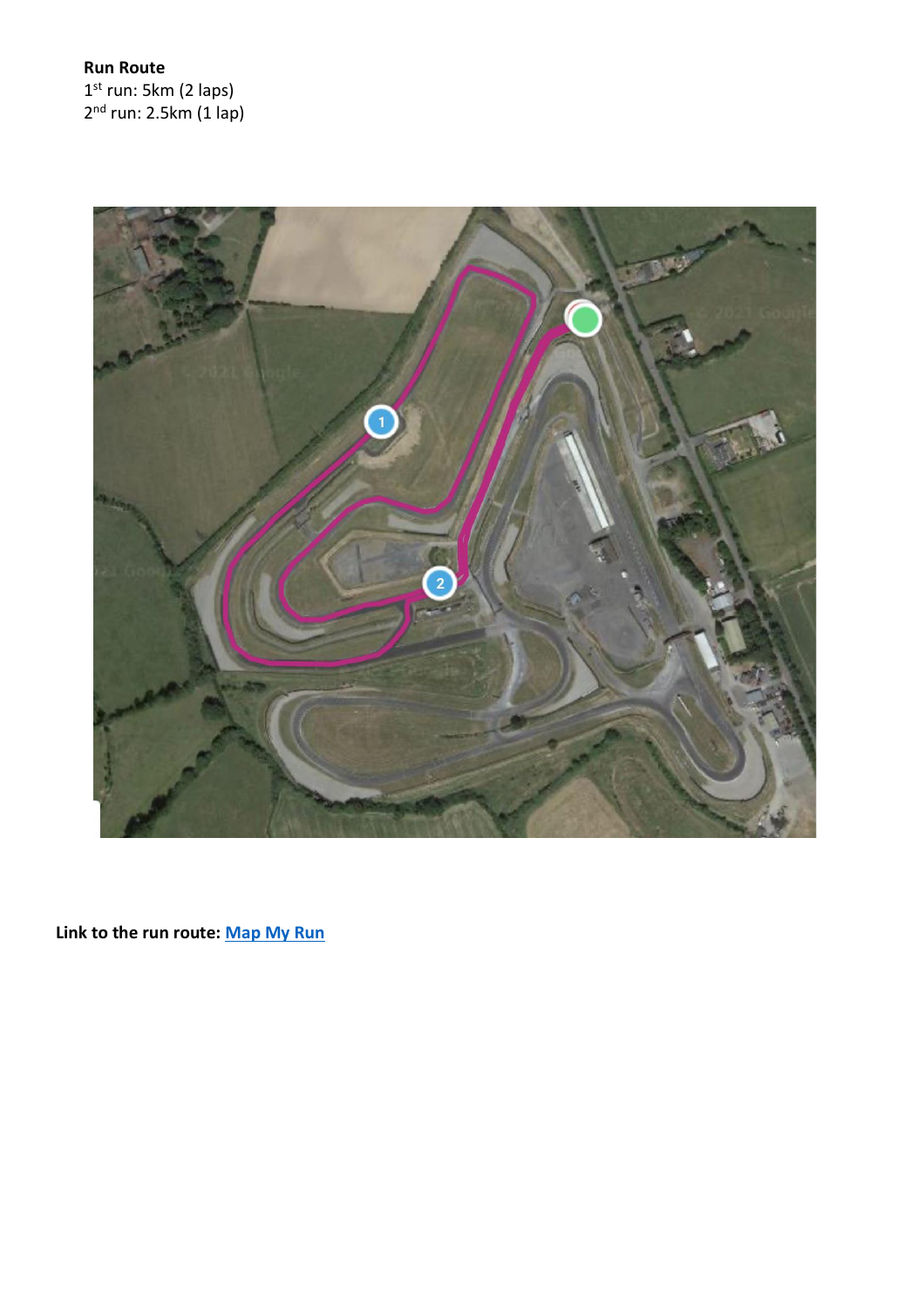**Run Route**

1st run: 5km (2 laps)

2nd run: 2.5km (1 lap)

**Link to the run route:** Map My Run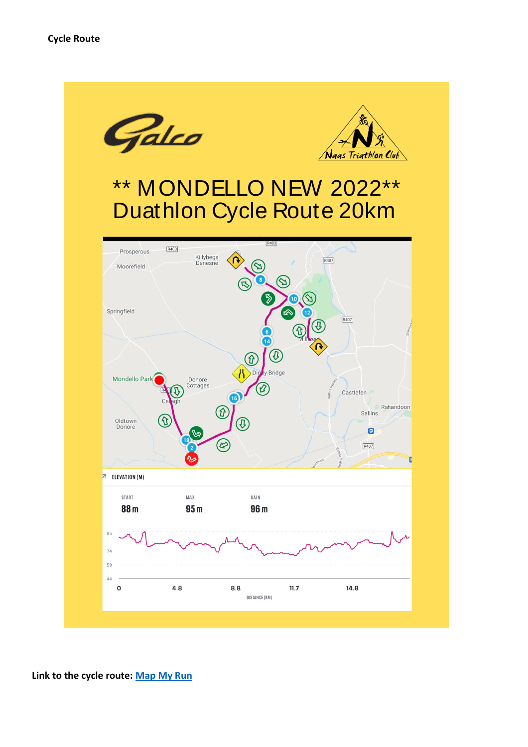**Cycle Route**

Galco

Naas Triathlon Club

# ** MONDELLO NEW 2022**
# Duathlon Cycle Route 20km

ELEVATION (M)

| START | MAX | GAIN |
|---|---|---|
| 88 m | 95 m | 96 m |

DISTANCE (KM): 0, 4.8, 8.8, 11.7, 14.8

**Link to the cycle route:** [Map My Run]()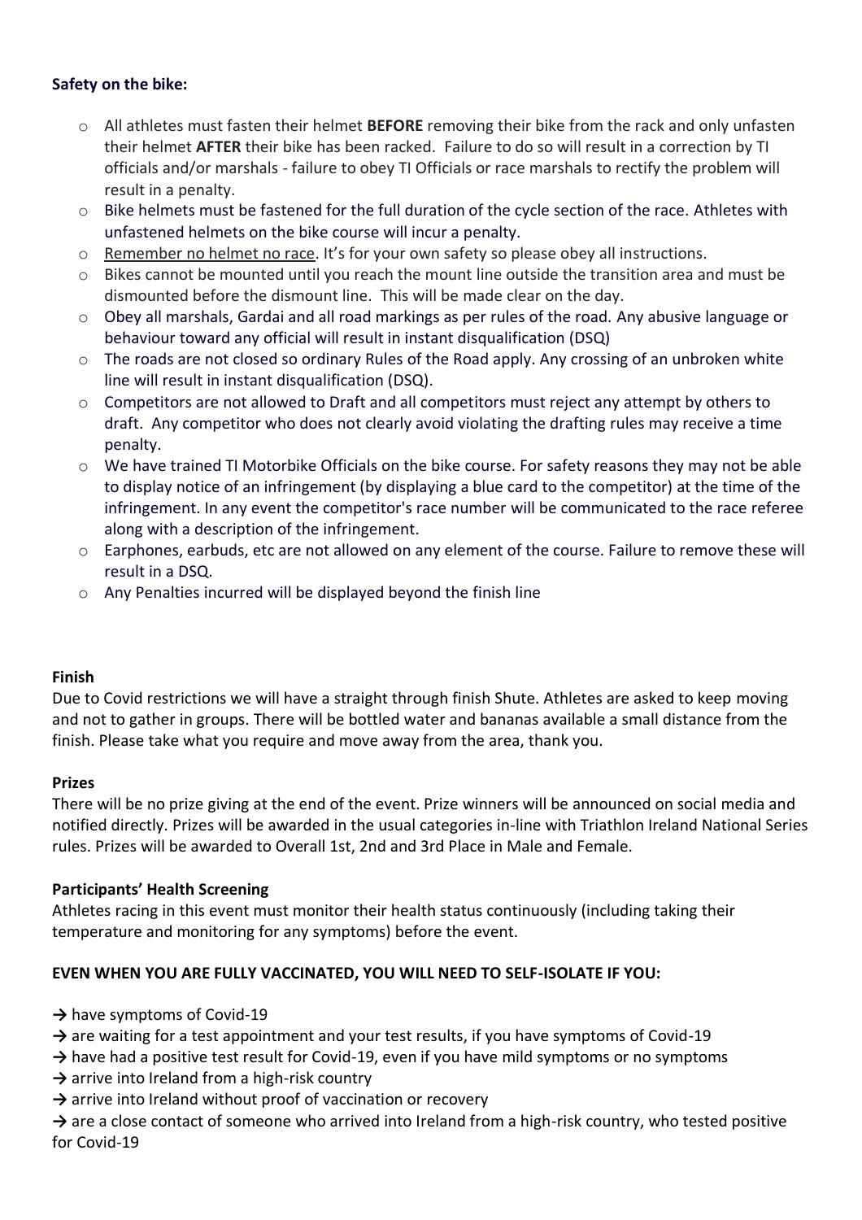**Safety on the bike:**

- All athletes must fasten their helmet **BEFORE** removing their bike from the rack and only unfasten their helmet **AFTER** their bike has been racked. Failure to do so will result in a correction by TI officials and/or marshals - failure to obey TI Officials or race marshals to rectify the problem will result in a penalty.
- Bike helmets must be fastened for the full duration of the cycle section of the race. Athletes with unfastened helmets on the bike course will incur a penalty.
- Remember no helmet no race. It's for your own safety so please obey all instructions.
- Bikes cannot be mounted until you reach the mount line outside the transition area and must be dismounted before the dismount line. This will be made clear on the day.
- Obey all marshals, Gardai and all road markings as per rules of the road. Any abusive language or behaviour toward any official will result in instant disqualification (DSQ)
- The roads are not closed so ordinary Rules of the Road apply. Any crossing of an unbroken white line will result in instant disqualification (DSQ).
- Competitors are not allowed to Draft and all competitors must reject any attempt by others to draft. Any competitor who does not clearly avoid violating the drafting rules may receive a time penalty.
- We have trained TI Motorbike Officials on the bike course. For safety reasons they may not be able to display notice of an infringement (by displaying a blue card to the competitor) at the time of the infringement. In any event the competitor's race number will be communicated to the race referee along with a description of the infringement.
- Earphones, earbuds, etc are not allowed on any element of the course. Failure to remove these will result in a DSQ.
- Any Penalties incurred will be displayed beyond the finish line

**Finish**

Due to Covid restrictions we will have a straight through finish Shute. Athletes are asked to keep moving and not to gather in groups. There will be bottled water and bananas available a small distance from the finish. Please take what you require and move away from the area, thank you.

**Prizes**

There will be no prize giving at the end of the event. Prize winners will be announced on social media and notified directly. Prizes will be awarded in the usual categories in-line with Triathlon Ireland National Series rules. Prizes will be awarded to Overall 1st, 2nd and 3rd Place in Male and Female.

**Participants' Health Screening**

Athletes racing in this event must monitor their health status continuously (including taking their temperature and monitoring for any symptoms) before the event.

**EVEN WHEN YOU ARE FULLY VACCINATED, YOU WILL NEED TO SELF-ISOLATE IF YOU:**

→ have symptoms of Covid-19
→ are waiting for a test appointment and your test results, if you have symptoms of Covid-19
→ have had a positive test result for Covid-19, even if you have mild symptoms or no symptoms
→ arrive into Ireland from a high-risk country
→ arrive into Ireland without proof of vaccination or recovery
→ are a close contact of someone who arrived into Ireland from a high-risk country, who tested positive for Covid-19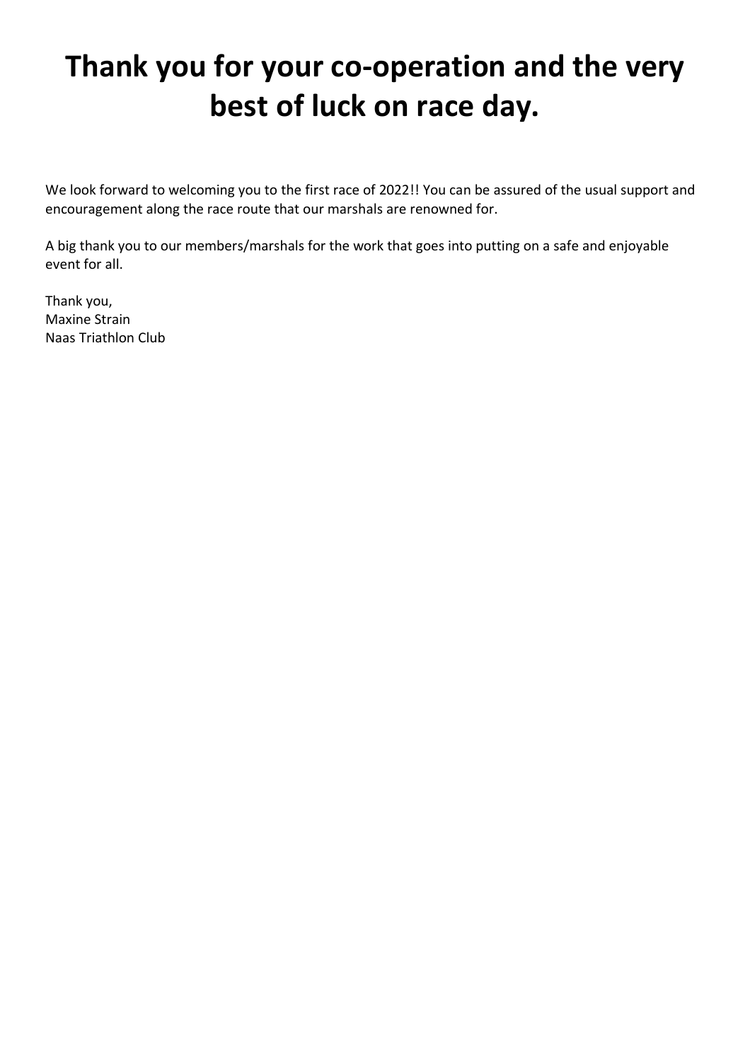# Thank you for your co-operation and the very best of luck on race day.

We look forward to welcoming you to the first race of 2022!! You can be assured of the usual support and encouragement along the race route that our marshals are renowned for.

A big thank you to our members/marshals for the work that goes into putting on a safe and enjoyable event for all.

Thank you,
Maxine Strain
Naas Triathlon Club